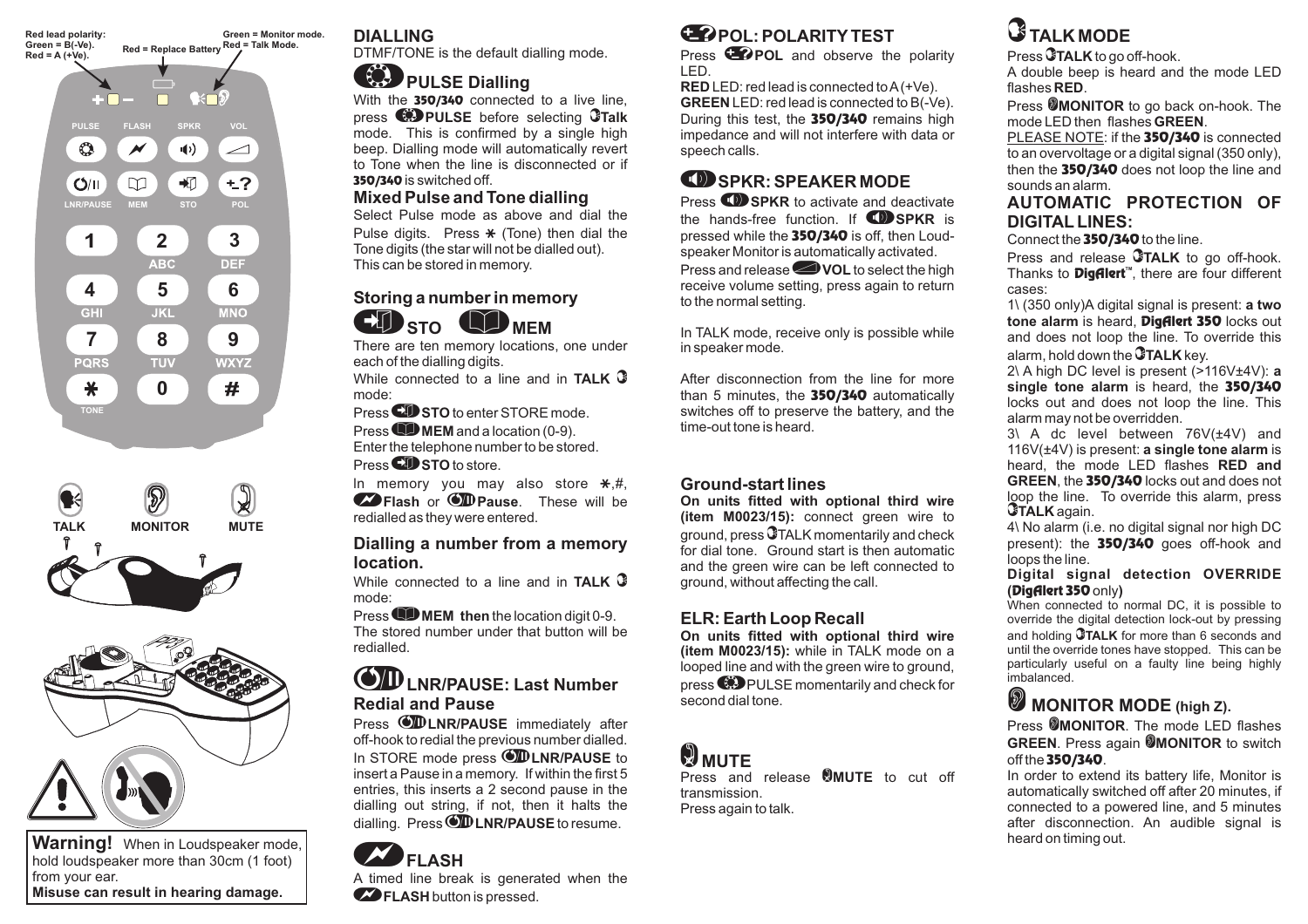Red lead polarity:
Green = B(-Ve).
Red = A (+Ve).

Red = Replace Battery

Green = Monitor mode.
Red = Talk Mode.

PULSE FLASH SPKR VOL

LNR/PAUSE MEM STO POL

1 2 ABC 3 DEF

4 GHI 5 JKL 6 MNO

7 PQRS 8 TUV 9 WXYZ

* TONE 0 #

TALK MONITOR MUTE

**Warning!** When in Loudspeaker mode, hold loudspeaker more than 30cm (1 foot) from your ear.
**Misuse can result in hearing damage.**

## DIALLING

DTMF/TONE is the default dialling mode.

### PULSE Dialling

With the **350/340** connected to a live line, press **PULSE** before selecting **Talk** mode. This is confirmed by a single high beep. Dialling mode will automatically revert to Tone when the line is disconnected or if **350/340** is switched off.

### Mixed Pulse and Tone dialling

Select Pulse mode as above and dial the Pulse digits. Press * (Tone) then dial the Tone digits (the star will not be dialled out). This can be stored in memory.

### Storing a number in memory

**STO** **MEM**

There are ten memory locations, one under each of the dialling digits.

While connected to a line and in **TALK** mode:

Press **STO** to enter STORE mode.

Press **MEM** and a location (0-9).

Enter the telephone number to be stored.

Press **STO** to store.

In memory you may also store *,#, **Flash** or **Pause**. These will be redialled as they were entered.

### Dialling a number from a memory location.

While connected to a line and in **TALK** mode:

Press **MEM then** the location digit 0-9. The stored number under that button will be redialled.

### LNR/PAUSE: Last Number Redial and Pause

Press **LNR/PAUSE** immediately after off-hook to redial the previous number dialled. In STORE mode press **LNR/PAUSE** to insert a Pause in a memory. If within the first 5 entries, this inserts a 2 second pause in the dialling out string, if not, then it halts the dialling. Press **LNR/PAUSE** to resume.

### FLASH

A timed line break is generated when the **FLASH** button is pressed.

### POL: POLARITY TEST

Press **POL** and observe the polarity LED.

**RED** LED: red lead is connected to A (+Ve).
**GREEN** LED: red lead is connected to B(-Ve).
During this test, the **350/340** remains high impedance and will not interfere with data or speech calls.

### SPKR: SPEAKER MODE

Press **SPKR** to activate and deactivate the hands-free function. If **SPKR** is pressed while the **350/340** is off, then Loud-speaker Monitor is automatically activated.

Press and release **VOL** to select the high receive volume setting, press again to return to the normal setting.

In TALK mode, receive only is possible while in speaker mode.

After disconnection from the line for more than 5 minutes, the **350/340** automatically switches off to preserve the battery, and the time-out tone is heard.

### Ground-start lines

**On units fitted with optional third wire (item M0023/15):** connect green wire to ground, press TALK momentarily and check for dial tone. Ground start is then automatic and the green wire can be left connected to ground, without affecting the call.

### ELR: Earth Loop Recall

**On units fitted with optional third wire (item M0023/15):** while in TALK mode on a looped line and with the green wire to ground, press PULSE momentarily and check for second dial tone.

### MUTE

Press and release **MUTE** to cut off transmission.
Press again to talk.

### TALK MODE

Press **TALK** to go off-hook.
A double beep is heard and the mode LED flashes **RED**.

Press **MONITOR** to go back on-hook. The mode LED then flashes **GREEN**.

PLEASE NOTE: if the **350/340** is connected to an overvoltage or a digital signal (350 only), then the **350/340** does not loop the line and sounds an alarm.

### AUTOMATIC PROTECTION OF DIGITAL LINES:

Connect the **350/340** to the line.

Press and release **TALK** to go off-hook. Thanks to **DigAlert™**, there are four different cases:

1\ (350 only)A digital signal is present: **a two tone alarm** is heard, **DigAlert 350** locks out and does not loop the line. To override this alarm, hold down the **TALK** key.

2\ A high DC level is present (>116V±4V): **a single tone alarm** is heard, the **350/340** locks out and does not loop the line. This alarm may not be overridden.

3\ A dc level between 76V(±4V) and 116V(±4V) is present: **a single tone alarm** is heard, the mode LED flashes **RED and GREEN**, the **350/340** locks out and does not loop the line. To override this alarm, press **TALK** again.

4\ No alarm (i.e. no digital signal nor high DC present): the **350/340** goes off-hook and loops the line.

**Digital signal detection OVERRIDE (DigAlert 350 only)**

When connected to normal DC, it is possible to override the digital detection lock-out by pressing and holding **TALK** for more than 6 seconds and until the override tones have stopped. This can be particularly useful on a faulty line being highly imbalanced.

### MONITOR MODE (high Z).

Press **MONITOR**. The mode LED flashes **GREEN**. Press again **MONITOR** to switch off the **350/340**.

In order to extend its battery life, Monitor is automatically switched off after 20 minutes, if connected to a powered line, and 5 minutes after disconnection. An audible signal is heard on timing out.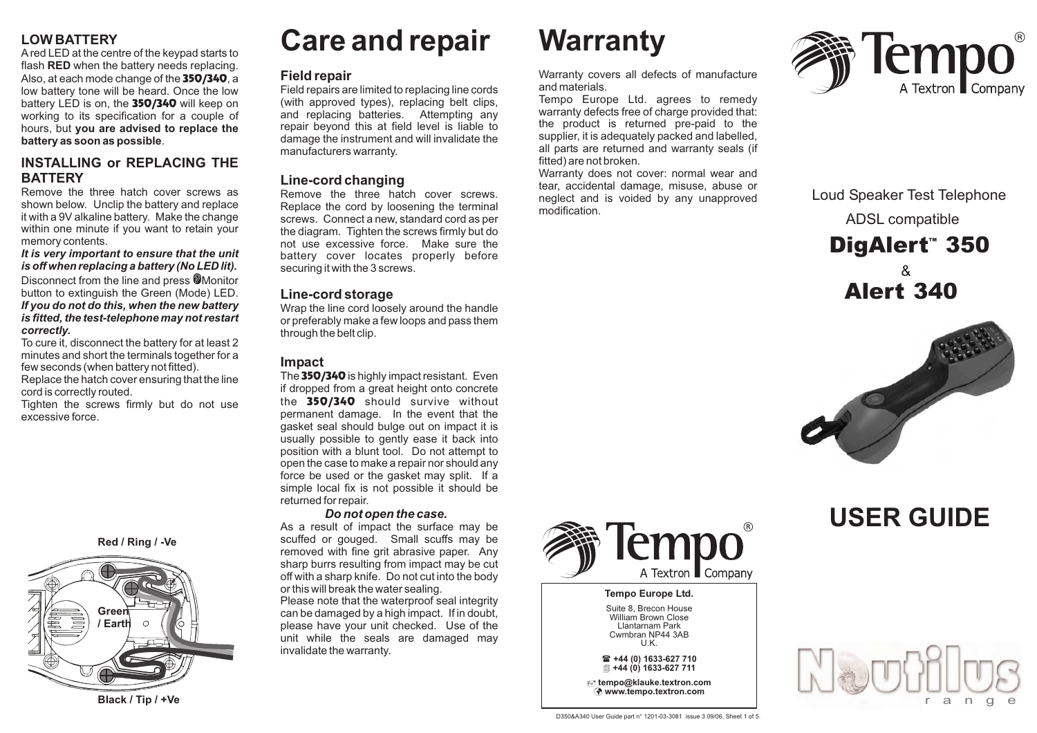## LOW BATTERY

A red LED at the centre of the keypad starts to flash **RED** when the battery needs replacing. Also, at each mode change of the **350/340**, a low battery tone will be heard. Once the low battery LED is on, the **350/340** will keep on working to its specification for a couple of hours, but **you are advised to replace the battery as soon as possible**.

## INSTALLING or REPLACING THE BATTERY

Remove the three hatch cover screws as shown below. Unclip the battery and replace it with a 9V alkaline battery. Make the change within one minute if you want to retain your memory contents.

***It is very important to ensure that the unit is off when replacing a battery (No LED lit).***

Disconnect from the line and press Monitor button to extinguish the Green (Mode) LED. ***If you do not do this, when the new battery is fitted, the test-telephone may not restart correctly.***

To cure it, disconnect the battery for at least 2 minutes and short the terminals together for a few seconds (when battery not fitted).

Replace the hatch cover ensuring that the line cord is correctly routed.

Tighten the screws firmly but do not use excessive force.

Red / Ring / -Ve

Green / Earth

Black / Tip / +Ve

# Care and repair

### Field repair

Field repairs are limited to replacing line cords (with approved types), replacing belt clips, and replacing batteries. Attempting any repair beyond this at field level is liable to damage the instrument and will invalidate the manufacturers warranty.

### Line-cord changing

Remove the three hatch cover screws. Replace the cord by loosening the terminal screws. Connect a new, standard cord as per the diagram. Tighten the screws firmly but do not use excessive force. Make sure the battery cover locates properly before securing it with the 3 screws.

### Line-cord storage

Wrap the line cord loosely around the handle or preferably make a few loops and pass them through the belt clip.

### Impact

The **350/340** is highly impact resistant. Even if dropped from a great height onto concrete the **350/340** should survive without permanent damage. In the event that the gasket seal should bulge out on impact it is usually possible to gently ease it back into position with a blunt tool. Do not attempt to open the case to make a repair nor should any force be used or the gasket may split. If a simple local fix is not possible it should be returned for repair.

***Do not open the case.***

As a result of impact the surface may be scuffed or gouged. Small scuffs may be removed with fine grit abrasive paper. Any sharp burrs resulting from impact may be cut off with a sharp knife. Do not cut into the body or this will break the water sealing.

Please note that the waterproof seal integrity can be damaged by a high impact. If in doubt, please have your unit checked. Use of the unit while the seals are damaged may invalidate the warranty.

# Warranty

Warranty covers all defects of manufacture and materials.

Tempo Europe Ltd. agrees to remedy warranty defects free of charge provided that: the product is returned pre-paid to the supplier, it is adequately packed and labelled, all parts are returned and warranty seals (if fitted) are not broken.

Warranty does not cover: normal wear and tear, accidental damage, misuse, abuse or neglect and is voided by any unapproved modification.

Tempo® A Textron Company

**Tempo Europe Ltd.**

Suite 8, Brecon House
William Brown Close
Llantarnam Park
Cwmbran NP44 3AB
U.K.

**+44 (0) 1633-627 710**
**+44 (0) 1633-627 711**

**tempo@klauke.textron.com**
**www.tempo.textron.com**

D350&A340 User Guide part n° 1201-03-3081 issue 3 09/06, Sheet 1 of 5.

Tempo® A Textron Company

Loud Speaker Test Telephone

ADSL compatible

**DigAlert™ 350**

&

**Alert 340**

# USER GUIDE

Nautilus range